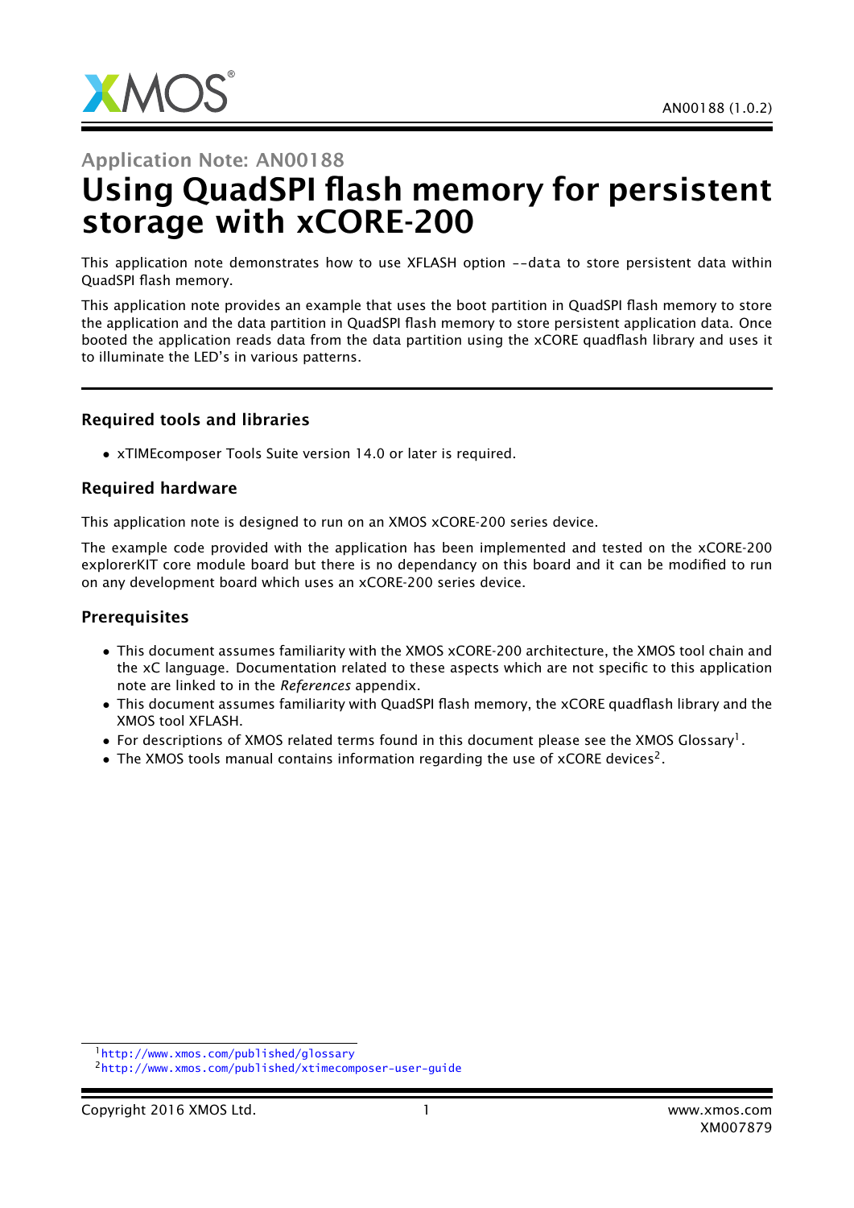Application Note: AN00188

# Using QuadSPI flash memory for persistent storage with xCORE-200

This application note demonstrates how to use XFLASH option `--data` to store persistent data within QuadSPI flash memory.

This application note provides an example that uses the boot partition in QuadSPI flash memory to store the application and the data partition in QuadSPI flash memory to store persistent application data. Once booted the application reads data from the data partition using the xCORE quadflash library and uses it to illuminate the LED's in various patterns.

## Required tools and libraries

- xTIMEcomposer Tools Suite version 14.0 or later is required.

## Required hardware

This application note is designed to run on an XMOS xCORE-200 series device.

The example code provided with the application has been implemented and tested on the xCORE-200 explorerKIT core module board but there is no dependancy on this board and it can be modified to run on any development board which uses an xCORE-200 series device.

## Prerequisites

- This document assumes familiarity with the XMOS xCORE-200 architecture, the XMOS tool chain and the xC language. Documentation related to these aspects which are not specific to this application note are linked to in the *References* appendix.
- This document assumes familiarity with QuadSPI flash memory, the xCORE quadflash library and the XMOS tool XFLASH.
- For descriptions of XMOS related terms found in this document please see the XMOS Glossary[1].
- The XMOS tools manual contains information regarding the use of xCORE devices[2].

[1] http://www.xmos.com/published/glossary

[2] http://www.xmos.com/published/xtimecomposer-user-guide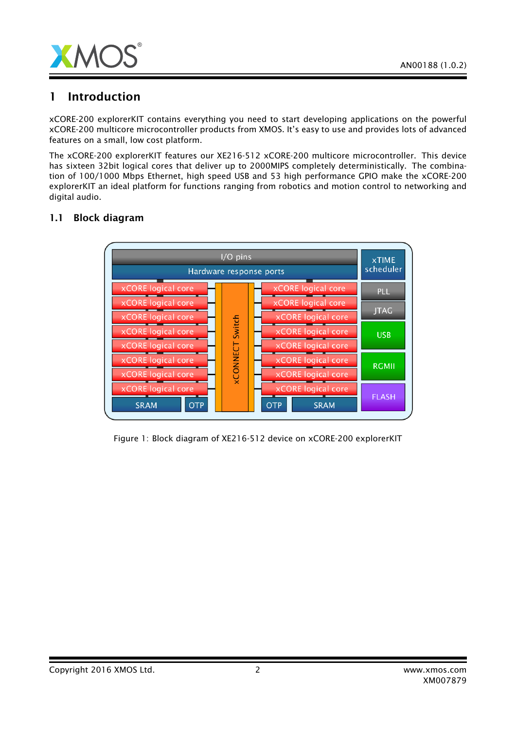# 1 Introduction

xCORE-200 explorerKIT contains everything you need to start developing applications on the powerful xCORE-200 multicore microcontroller products from XMOS. It's easy to use and provides lots of advanced features on a small, low cost platform.

The xCORE-200 explorerKIT features our XE216-512 xCORE-200 multicore microcontroller. This device has sixteen 32bit logical cores that deliver up to 2000MIPS completely deterministically. The combination of 100/1000 Mbps Ethernet, high speed USB and 53 high performance GPIO make the xCORE-200 explorerKIT an ideal platform for functions ranging from robotics and motion control to networking and digital audio.

## 1.1 Block diagram

Figure 1: Block diagram of XE216-512 device on xCORE-200 explorerKIT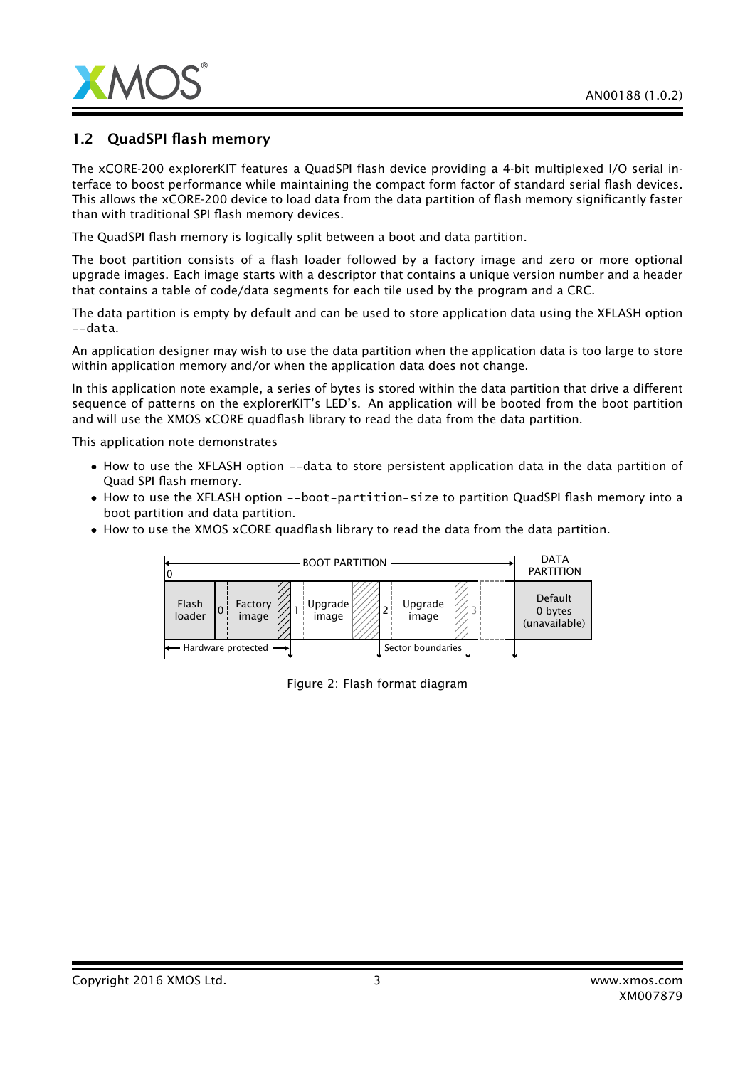## 1.2 QuadSPI flash memory

The xCORE-200 explorerKIT features a QuadSPI flash device providing a 4-bit multiplexed I/O serial interface to boost performance while maintaining the compact form factor of standard serial flash devices. This allows the xCORE-200 device to load data from the data partition of flash memory significantly faster than with traditional SPI flash memory devices.

The QuadSPI flash memory is logically split between a boot and data partition.

The boot partition consists of a flash loader followed by a factory image and zero or more optional upgrade images. Each image starts with a descriptor that contains a unique version number and a header that contains a table of code/data segments for each tile used by the program and a CRC.

The data partition is empty by default and can be used to store application data using the XFLASH option `--data`.

An application designer may wish to use the data partition when the application data is too large to store within application memory and/or when the application data does not change.

In this application note example, a series of bytes is stored within the data partition that drive a different sequence of patterns on the explorerKIT's LED's. An application will be booted from the boot partition and will use the XMOS xCORE quadflash library to read the data from the data partition.

This application note demonstrates

- How to use the XFLASH option `--data` to store persistent application data in the data partition of Quad SPI flash memory.
- How to use the XFLASH option `--boot-partition-size` to partition QuadSPI flash memory into a boot partition and data partition.
- How to use the XMOS xCORE quadflash library to read the data from the data partition.

Figure 2: Flash format diagram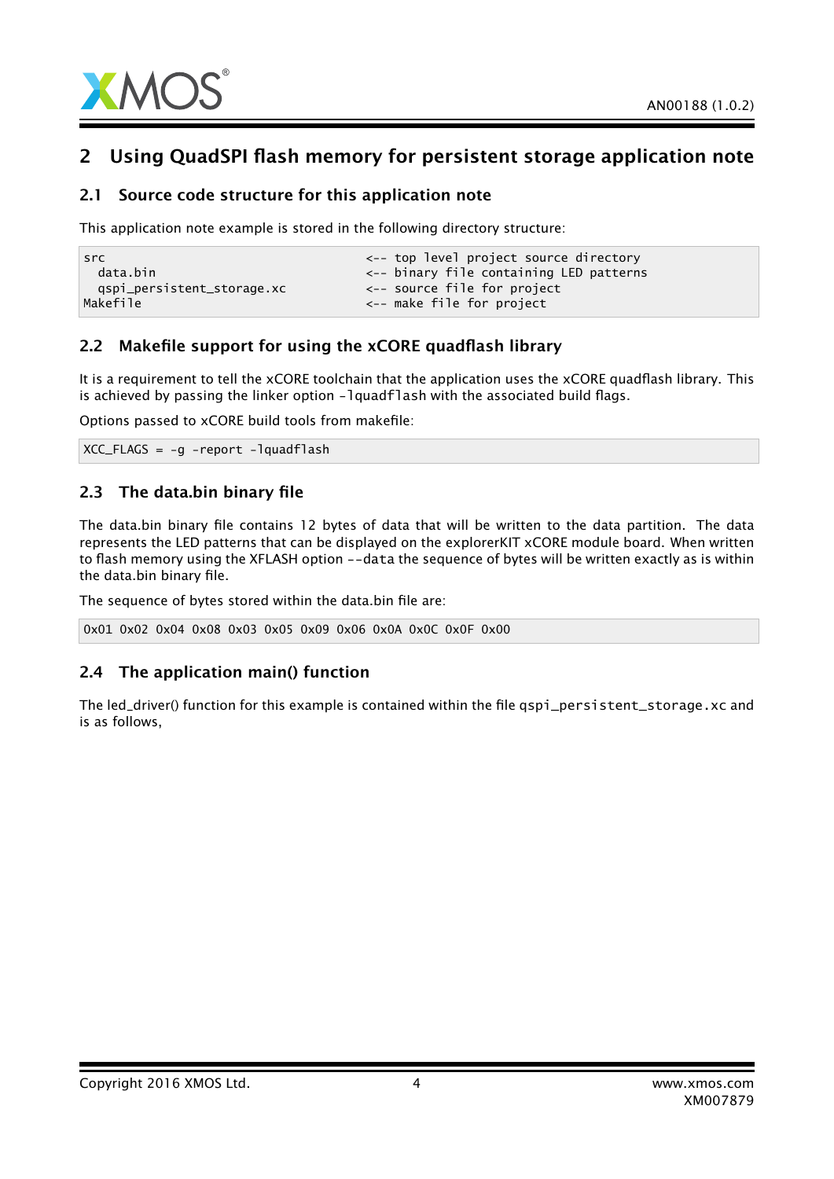## 2 Using QuadSPI flash memory for persistent storage application note

### 2.1 Source code structure for this application note

This application note example is stored in the following directory structure:

```
src                                    <-- top level project source directory
  data.bin                             <-- binary file containing LED patterns
  qspi_persistent_storage.xc           <-- source file for project
Makefile                               <-- make file for project
```

### 2.2 Makefile support for using the xCORE quadflash library

It is a requirement to tell the xCORE toolchain that the application uses the xCORE quadflash library. This is achieved by passing the linker option `-lquadflash` with the associated build flags.

Options passed to xCORE build tools from makefile:

```
XCC_FLAGS = -g -report -lquadflash
```

### 2.3 The data.bin binary file

The data.bin binary file contains 12 bytes of data that will be written to the data partition. The data represents the LED patterns that can be displayed on the explorerKIT xCORE module board. When written to flash memory using the XFLASH option `--data` the sequence of bytes will be written exactly as is within the data.bin binary file.

The sequence of bytes stored within the data.bin file are:

```
0x01 0x02 0x04 0x08 0x03 0x05 0x09 0x06 0x0A 0x0C 0x0F 0x00
```

### 2.4 The application main() function

The led_driver() function for this example is contained within the file `qspi_persistent_storage.xc` and is as follows,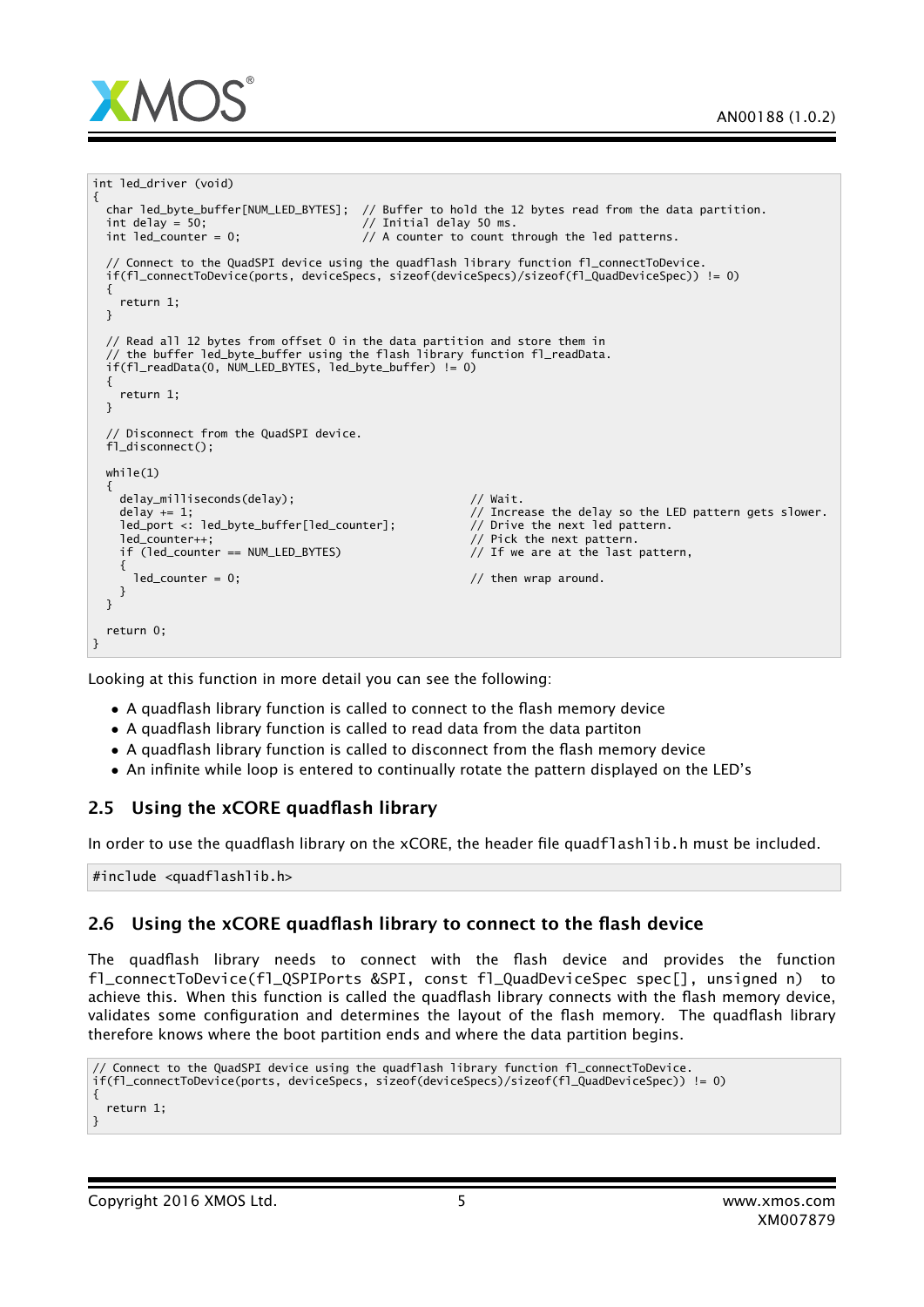```
int led_driver (void)
{
  char led_byte_buffer[NUM_LED_BYTES];  // Buffer to hold the 12 bytes read from the data partition.
  int delay = 50;                       // Initial delay 50 ms.
  int led_counter = 0;                  // A counter to count through the led patterns.

  // Connect to the QuadSPI device using the quadflash library function fl_connectToDevice.
  if(fl_connectToDevice(ports, deviceSpecs, sizeof(deviceSpecs)/sizeof(fl_QuadDeviceSpec)) != 0)
  {
    return 1;
  }

  // Read all 12 bytes from offset 0 in the data partition and store them in
  // the buffer led_byte_buffer using the flash library function fl_readData.
  if(fl_readData(0, NUM_LED_BYTES, led_byte_buffer) != 0)
  {
    return 1;
  }

  // Disconnect from the QuadSPI device.
  fl_disconnect();

  while(1)
  {
    delay_milliseconds(delay);                       // Wait.
    delay += 1;                                      // Increase the delay so the LED pattern gets slower.
    led_port <: led_byte_buffer[led_counter];        // Drive the next led pattern.
    led_counter++;                                   // Pick the next pattern.
    if (led_counter == NUM_LED_BYTES)                // If we are at the last pattern,
    {
      led_counter = 0;                               // then wrap around.
    }
  }

  return 0;
}
```

Looking at this function in more detail you can see the following:

- A quadflash library function is called to connect to the flash memory device
- A quadflash library function is called to read data from the data partiton
- A quadflash library function is called to disconnect from the flash memory device
- An infinite while loop is entered to continually rotate the pattern displayed on the LED's

## 2.5 Using the xCORE quadflash library

In order to use the quadflash library on the xCORE, the header file `quadflashlib.h` must be included.

```
#include <quadflashlib.h>
```

## 2.6 Using the xCORE quadflash library to connect to the flash device

The quadflash library needs to connect with the flash device and provides the function `fl_connectToDevice(fl_QSPIPorts &SPI, const fl_QuadDeviceSpec spec[], unsigned n)` to achieve this. When this function is called the quadflash library connects with the flash memory device, validates some configuration and determines the layout of the flash memory. The quadflash library therefore knows where the boot partition ends and where the data partition begins.

```
// Connect to the QuadSPI device using the quadflash library function fl_connectToDevice.
if(fl_connectToDevice(ports, deviceSpecs, sizeof(deviceSpecs)/sizeof(fl_QuadDeviceSpec)) != 0)
{
  return 1;
}
```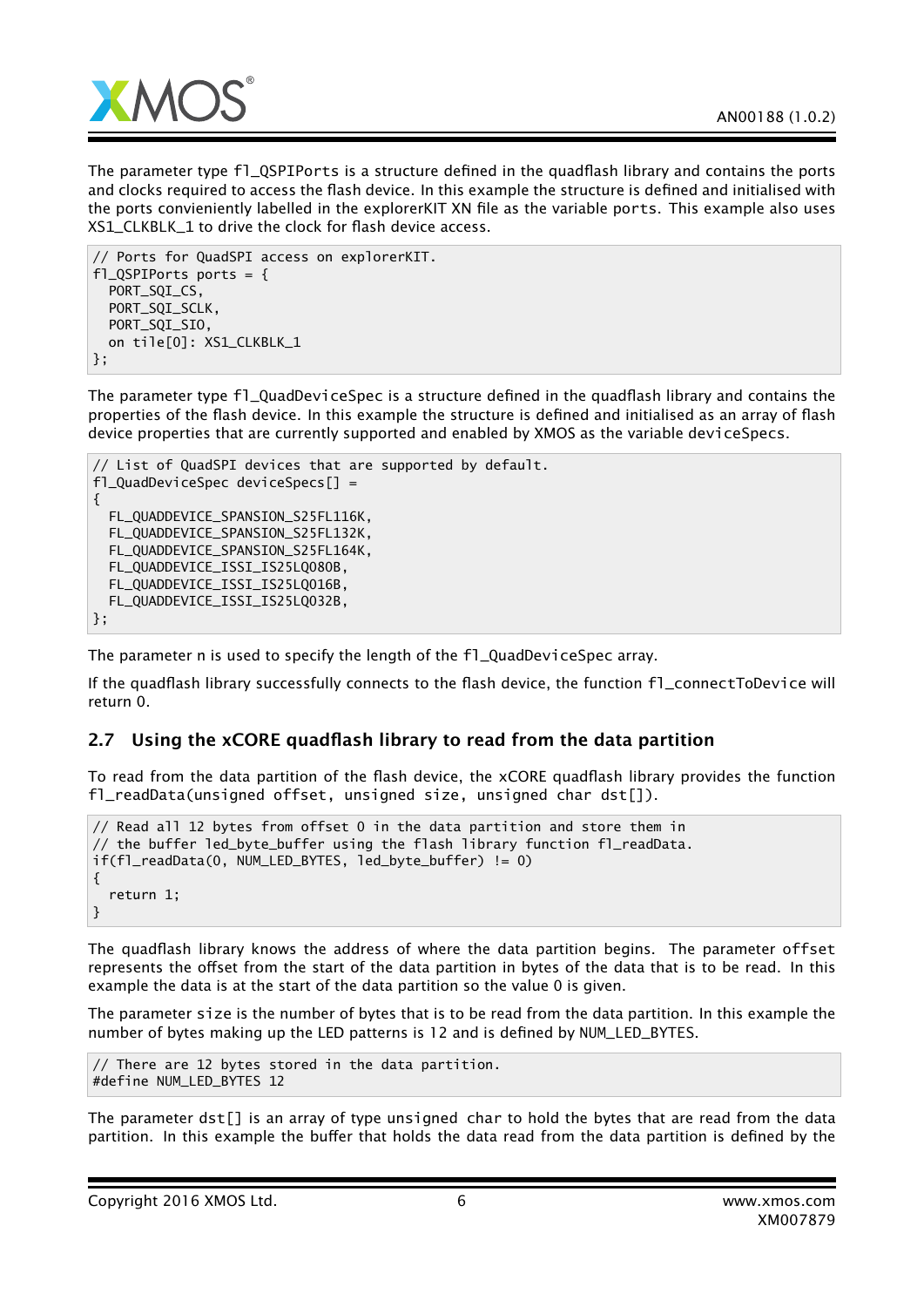The parameter type `fl_QSPIPorts` is a structure defined in the quadflash library and contains the ports and clocks required to access the flash device. In this example the structure is defined and initialised with the ports convieniently labelled in the explorerKIT XN file as the variable `ports`. This example also uses XS1_CLKBLK_1 to drive the clock for flash device access.

```
// Ports for QuadSPI access on explorerKIT.
fl_QSPIPorts ports = {
  PORT_SQI_CS,
  PORT_SQI_SCLK,
  PORT_SQI_SIO,
  on tile[0]: XS1_CLKBLK_1
};
```

The parameter type `fl_QuadDeviceSpec` is a structure defined in the quadflash library and contains the properties of the flash device. In this example the structure is defined and initialised as an array of flash device properties that are currently supported and enabled by XMOS as the variable `deviceSpecs`.

```
// List of QuadSPI devices that are supported by default.
fl_QuadDeviceSpec deviceSpecs[] =
{
  FL_QUADDEVICE_SPANSION_S25FL116K,
  FL_QUADDEVICE_SPANSION_S25FL132K,
  FL_QUADDEVICE_SPANSION_S25FL164K,
  FL_QUADDEVICE_ISSI_IS25LQ080B,
  FL_QUADDEVICE_ISSI_IS25LQ016B,
  FL_QUADDEVICE_ISSI_IS25LQ032B,
};
```

The parameter n is used to specify the length of the `fl_QuadDeviceSpec` array.

If the quadflash library successfully connects to the flash device, the function `fl_connectToDevice` will return 0.

## 2.7 Using the xCORE quadflash library to read from the data partition

To read from the data partition of the flash device, the xCORE quadflash library provides the function `fl_readData(unsigned offset, unsigned size, unsigned char dst[])`.

```
// Read all 12 bytes from offset 0 in the data partition and store them in
// the buffer led_byte_buffer using the flash library function fl_readData.
if(fl_readData(0, NUM_LED_BYTES, led_byte_buffer) != 0)
{
  return 1;
}
```

The quadflash library knows the address of where the data partition begins. The parameter `offset` represents the offset from the start of the data partition in bytes of the data that is to be read. In this example the data is at the start of the data partition so the value 0 is given.

The parameter `size` is the number of bytes that is to be read from the data partition. In this example the number of bytes making up the LED patterns is 12 and is defined by NUM_LED_BYTES.

```
// There are 12 bytes stored in the data partition.
#define NUM_LED_BYTES 12
```

The parameter `dst[]` is an array of type `unsigned char` to hold the bytes that are read from the data partition. In this example the buffer that holds the data read from the data partition is defined by the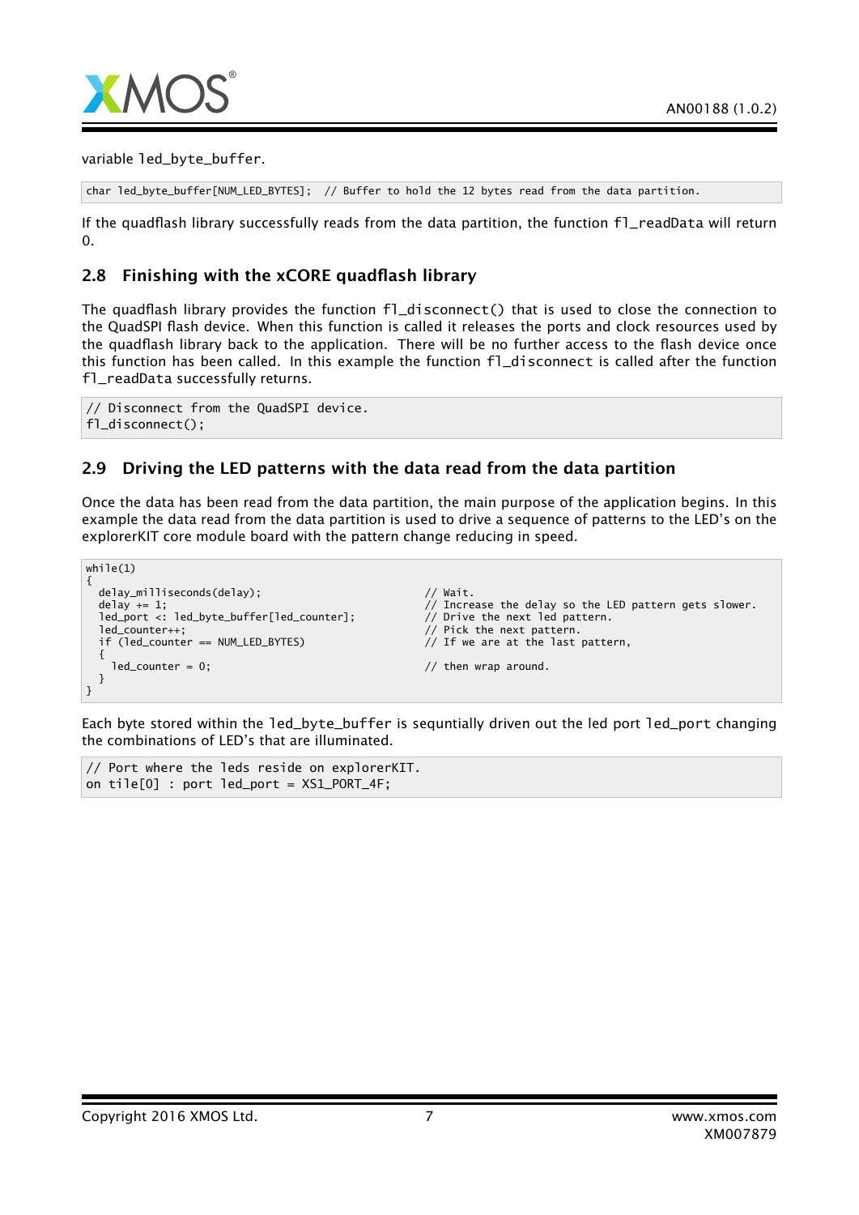variable led_byte_buffer.

```
char led_byte_buffer[NUM_LED_BYTES];  // Buffer to hold the 12 bytes read from the data partition.
```

If the quadflash library successfully reads from the data partition, the function fl_readData will return 0.

## 2.8 Finishing with the xCORE quadflash library

The quadflash library provides the function fl_disconnect() that is used to close the connection to the QuadSPI flash device. When this function is called it releases the ports and clock resources used by the quadflash library back to the application. There will be no further access to the flash device once this function has been called. In this example the function fl_disconnect is called after the function fl_readData successfully returns.

```
// Disconnect from the QuadSPI device.
fl_disconnect();
```

## 2.9 Driving the LED patterns with the data read from the data partition

Once the data has been read from the data partition, the main purpose of the application begins. In this example the data read from the data partition is used to drive a sequence of patterns to the LED's on the explorerKIT core module board with the pattern change reducing in speed.

```
while(1)
{
  delay_milliseconds(delay);                    // Wait.
  delay += 1;                                   // Increase the delay so the LED pattern gets slower.
  led_port <: led_byte_buffer[led_counter];     // Drive the next led pattern.
  led_counter++;                                // Pick the next pattern.
  if (led_counter == NUM_LED_BYTES)             // If we are at the last pattern,
  {
    led_counter = 0;                            // then wrap around.
  }
}
```

Each byte stored within the led_byte_buffer is sequntially driven out the led port led_port changing the combinations of LED's that are illuminated.

```
// Port where the leds reside on explorerKIT.
on tile[0] : port led_port = XS1_PORT_4F;
```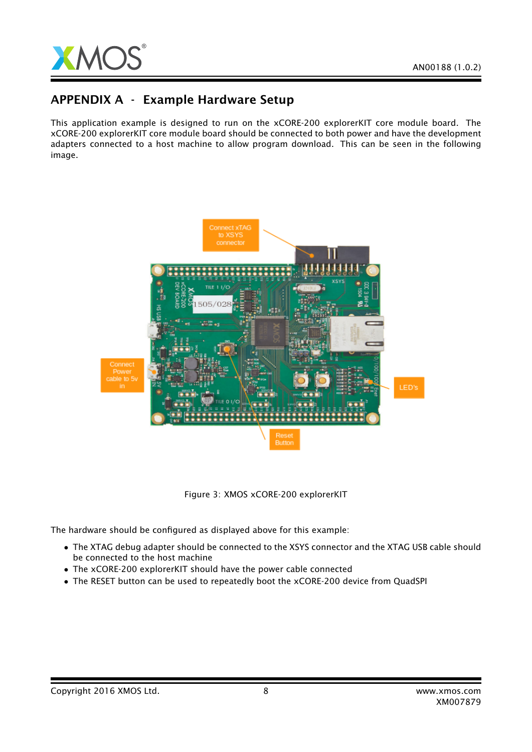## APPENDIX A - Example Hardware Setup

This application example is designed to run on the xCORE-200 explorerKIT core module board. The xCORE-200 explorerKIT core module board should be connected to both power and have the development adapters connected to a host machine to allow program download. This can be seen in the following image.

Figure 3: XMOS xCORE-200 explorerKIT

The hardware should be configured as displayed above for this example:

- The XTAG debug adapter should be connected to the XSYS connector and the XTAG USB cable should be connected to the host machine
- The xCORE-200 explorerKIT should have the power cable connected
- The RESET button can be used to repeatedly boot the xCORE-200 device from QuadSPI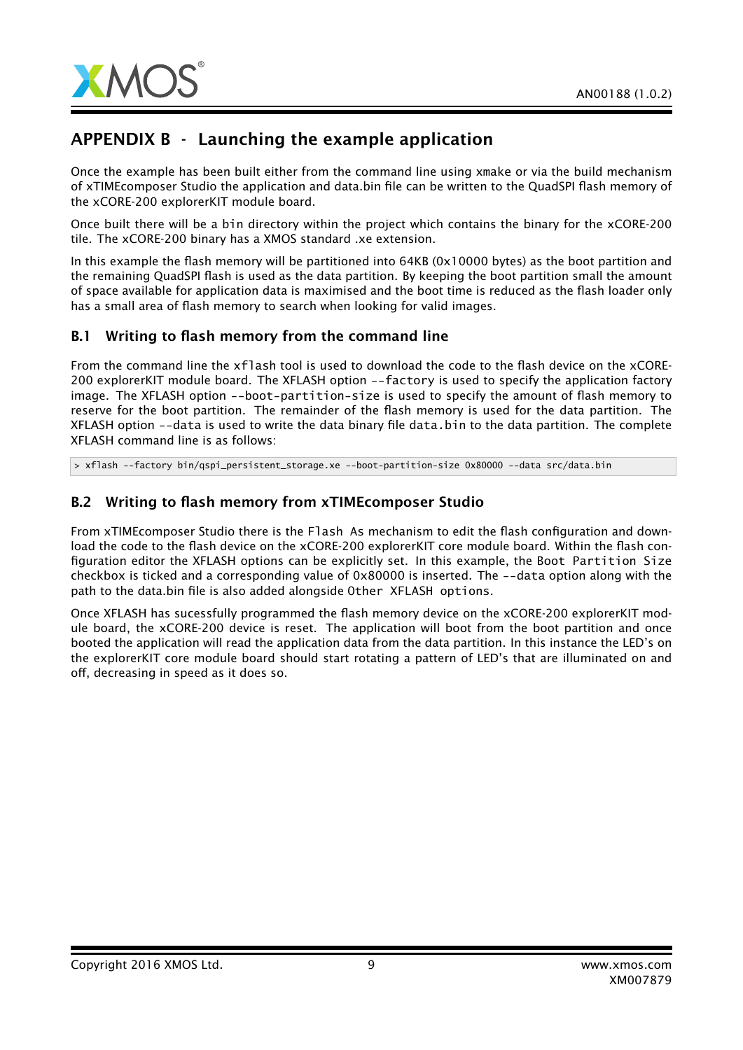## APPENDIX B - Launching the example application

Once the example has been built either from the command line using xmake or via the build mechanism of xTIMEcomposer Studio the application and data.bin file can be written to the QuadSPI flash memory of the xCORE-200 explorerKIT module board.

Once built there will be a `bin` directory within the project which contains the binary for the xCORE-200 tile. The xCORE-200 binary has a XMOS standard .xe extension.

In this example the flash memory will be partitioned into 64KB (0x10000 bytes) as the boot partition and the remaining QuadSPI flash is used as the data partition. By keeping the boot partition small the amount of space available for application data is maximised and the boot time is reduced as the flash loader only has a small area of flash memory to search when looking for valid images.

### B.1 Writing to flash memory from the command line

From the command line the `xflash` tool is used to download the code to the flash device on the xCORE-200 explorerKIT module board. The XFLASH option `--factory` is used to specify the application factory image. The XFLASH option `--boot-partition-size` is used to specify the amount of flash memory to reserve for the boot partition. The remainder of the flash memory is used for the data partition. The XFLASH option `--data` is used to write the data binary file `data.bin` to the data partition. The complete XFLASH command line is as follows:

```
> xflash --factory bin/qspi_persistent_storage.xe --boot-partition-size 0x80000 --data src/data.bin
```

### B.2 Writing to flash memory from xTIMEcomposer Studio

From xTIMEcomposer Studio there is the `Flash As` mechanism to edit the flash configuration and download the code to the flash device on the xCORE-200 explorerKIT core module board. Within the flash configuration editor the XFLASH options can be explicitly set. In this example, the `Boot Partition Size` checkbox is ticked and a corresponding value of 0x80000 is inserted. The `--data` option along with the path to the data.bin file is also added alongside `Other XFLASH options`.

Once XFLASH has sucessfully programmed the flash memory device on the xCORE-200 explorerKIT module board, the xCORE-200 device is reset. The application will boot from the boot partition and once booted the application will read the application data from the data partition. In this instance the LED's on the explorerKIT core module board should start rotating a pattern of LED's that are illuminated on and off, decreasing in speed as it does so.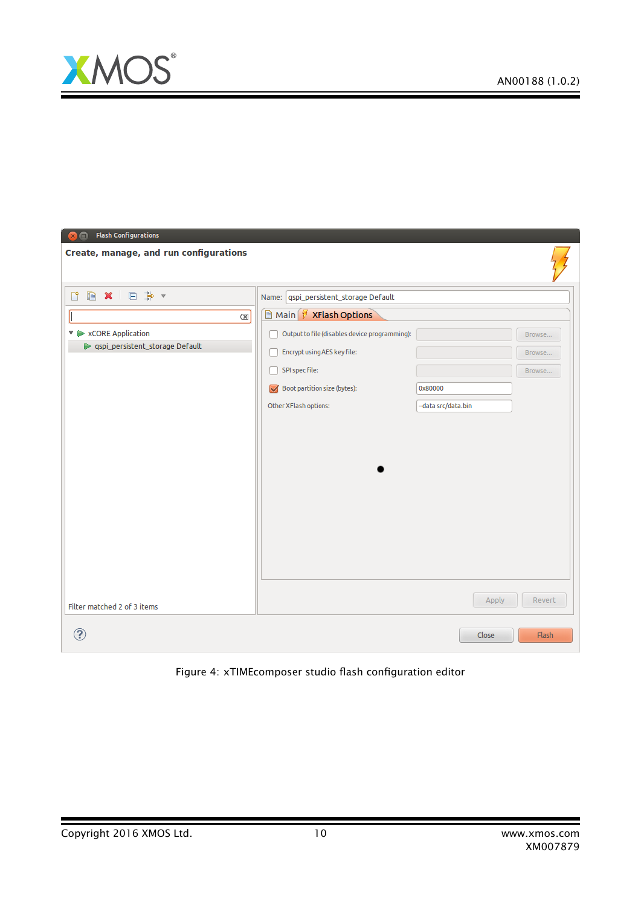Figure 4: xTIMEcomposer studio flash configuration editor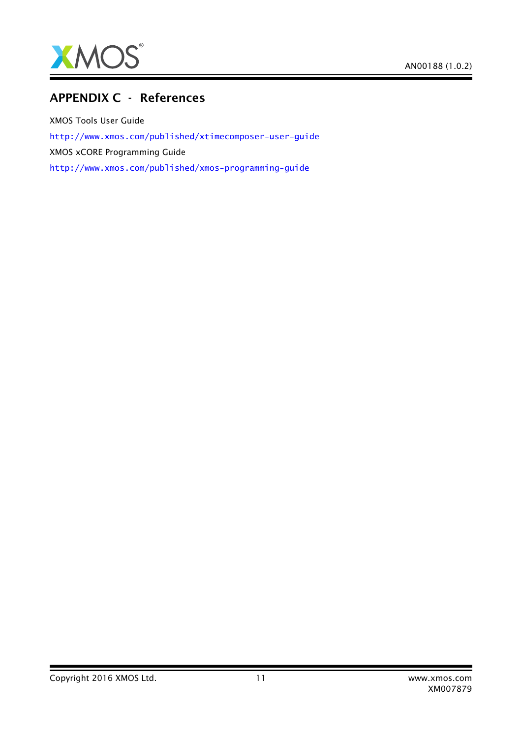# APPENDIX C - References

XMOS Tools User Guide

http://www.xmos.com/published/xtimecomposer-user-guide

XMOS xCORE Programming Guide

http://www.xmos.com/published/xmos-programming-guide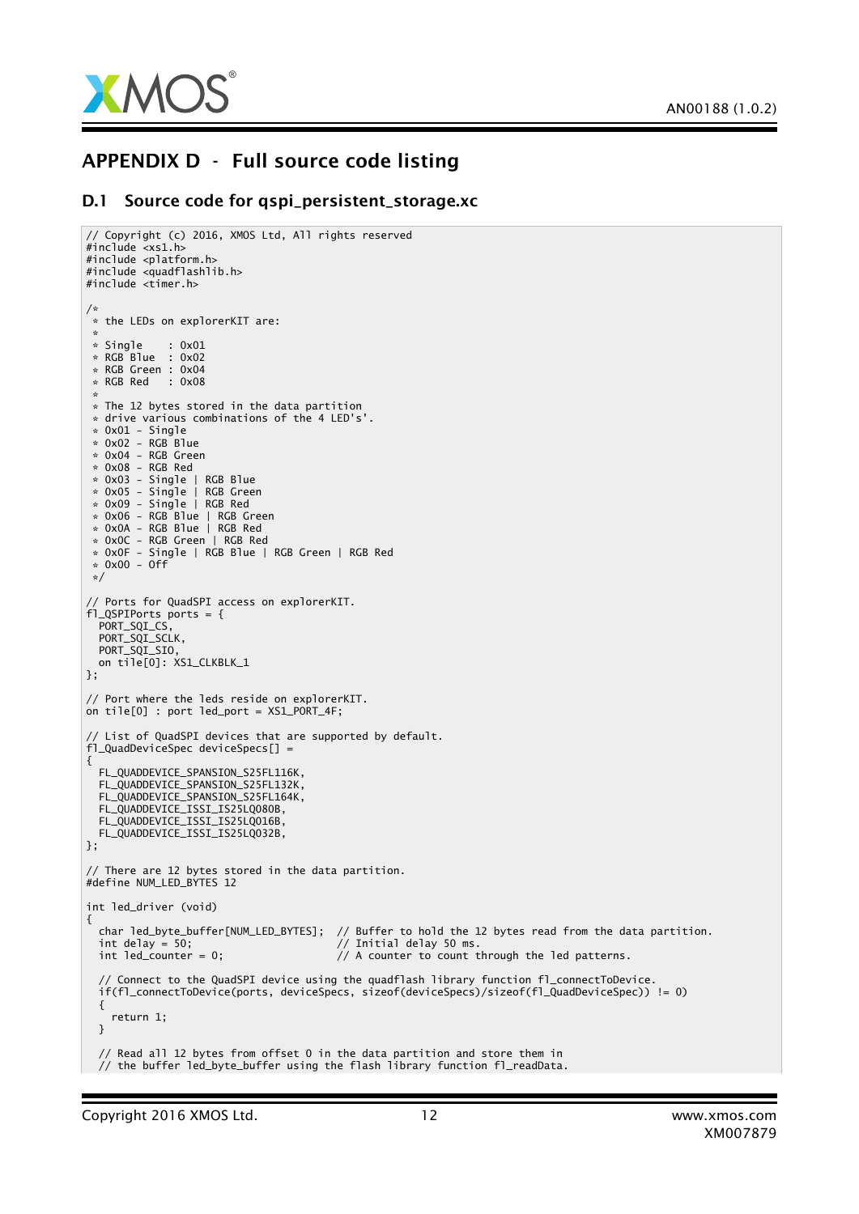# APPENDIX D - Full source code listing

## D.1 Source code for qspi_persistent_storage.xc

```
// Copyright (c) 2016, XMOS Ltd, All rights reserved
#include <xs1.h>
#include <platform.h>
#include <quadflashlib.h>
#include <timer.h>

/*
 * the LEDs on explorerKIT are:
 *
 * Single    : 0x01
 * RGB Blue  : 0x02
 * RGB Green : 0x04
 * RGB Red   : 0x08
 *
 * The 12 bytes stored in the data partition
 * drive various combinations of the 4 LED's'.
 * 0x01 - Single
 * 0x02 - RGB Blue
 * 0x04 - RGB Green
 * 0x08 - RGB Red
 * 0x03 - Single | RGB Blue
 * 0x05 - Single | RGB Green
 * 0x09 - Single | RGB Red
 * 0x06 - RGB Blue | RGB Green
 * 0x0A - RGB Blue | RGB Red
 * 0x0C - RGB Green | RGB Red
 * 0x0F - Single | RGB Blue | RGB Green | RGB Red
 * 0x00 - Off
 */

// Ports for QuadSPI access on explorerKIT.
fl_QSPIPorts ports = {
  PORT_SQI_CS,
  PORT_SQI_SCLK,
  PORT_SQI_SIO,
  on tile[0]: XS1_CLKBLK_1
};

// Port where the leds reside on explorerKIT.
on tile[0] : port led_port = XS1_PORT_4F;

// List of QuadSPI devices that are supported by default.
fl_QuadDeviceSpec deviceSpecs[] =
{
  FL_QUADDEVICE_SPANSION_S25FL116K,
  FL_QUADDEVICE_SPANSION_S25FL132K,
  FL_QUADDEVICE_SPANSION_S25FL164K,
  FL_QUADDEVICE_ISSI_IS25LQ080B,
  FL_QUADDEVICE_ISSI_IS25LQ016B,
  FL_QUADDEVICE_ISSI_IS25LQ032B,
};

// There are 12 bytes stored in the data partition.
#define NUM_LED_BYTES 12

int led_driver (void)
{
  char led_byte_buffer[NUM_LED_BYTES];  // Buffer to hold the 12 bytes read from the data partition.
  int delay = 50;                       // Initial delay 50 ms.
  int led_counter = 0;                  // A counter to count through the led patterns.

  // Connect to the QuadSPI device using the quadflash library function fl_connectToDevice.
  if(fl_connectToDevice(ports, deviceSpecs, sizeof(deviceSpecs)/sizeof(fl_QuadDeviceSpec)) != 0)
  {
    return 1;
  }

  // Read all 12 bytes from offset 0 in the data partition and store them in
  // the buffer led_byte_buffer using the flash library function fl_readData.
```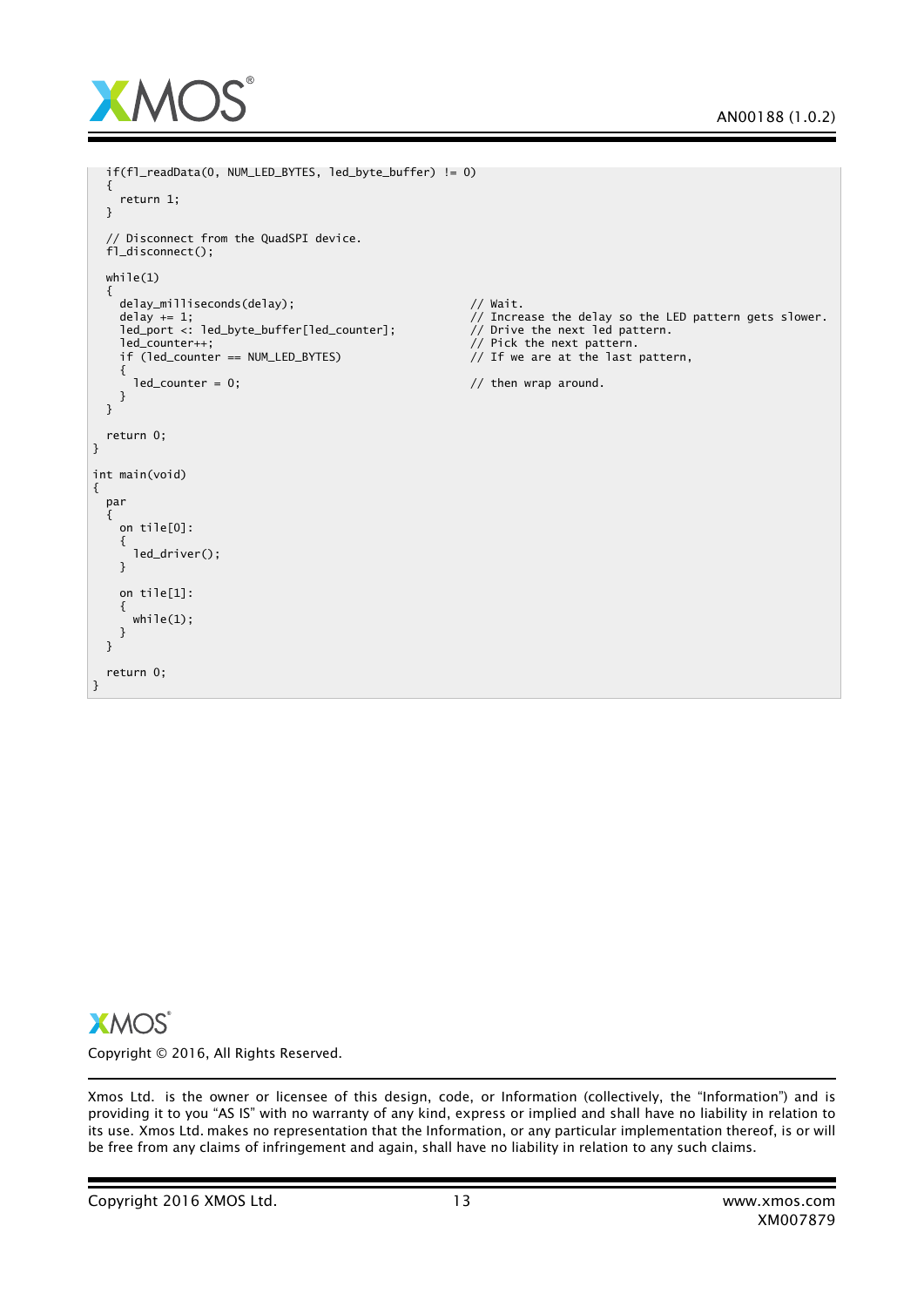```
  if(fl_readData(0, NUM_LED_BYTES, led_byte_buffer) != 0)
  {
    return 1;
  }

  // Disconnect from the QuadSPI device.
  fl_disconnect();

  while(1)
  {
    delay_milliseconds(delay);                         // Wait.
    delay += 1;                                        // Increase the delay so the LED pattern gets slower.
    led_port <: led_byte_buffer[led_counter];          // Drive the next led pattern.
    led_counter++;                                     // Pick the next pattern.
    if (led_counter == NUM_LED_BYTES)                  // If we are at the last pattern,
    {
      led_counter = 0;                                 // then wrap around.
    }
  }

  return 0;
}

int main(void)
{
  par
  {
    on tile[0]:
    {
      led_driver();
    }

    on tile[1]:
    {
      while(1);
    }
  }

  return 0;
}
```

Copyright © 2016, All Rights Reserved.

Xmos Ltd. is the owner or licensee of this design, code, or Information (collectively, the “Information”) and is providing it to you “AS IS” with no warranty of any kind, express or implied and shall have no liability in relation to its use. Xmos Ltd. makes no representation that the Information, or any particular implementation thereof, is or will be free from any claims of infringement and again, shall have no liability in relation to any such claims.